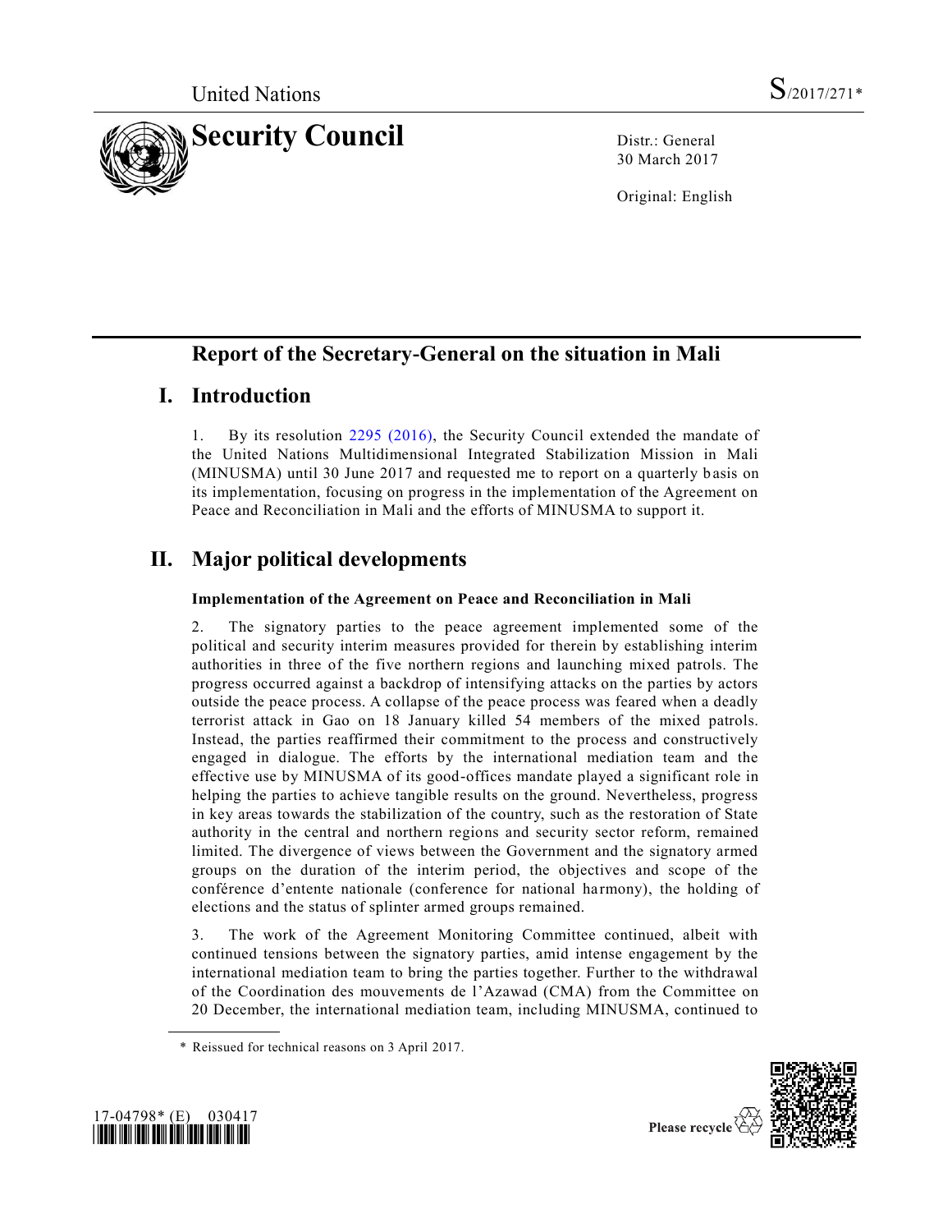United Nations S/2017/271*

# Security Council

Distr.: General
30 March 2017

Original: English

# Report of the Secretary-General on the situation in Mali

## I. Introduction

1. By its resolution 2295 (2016), the Security Council extended the mandate of the United Nations Multidimensional Integrated Stabilization Mission in Mali (MINUSMA) until 30 June 2017 and requested me to report on a quarterly basis on its implementation, focusing on progress in the implementation of the Agreement on Peace and Reconciliation in Mali and the efforts of MINUSMA to support it.

## II. Major political developments

### Implementation of the Agreement on Peace and Reconciliation in Mali

2. The signatory parties to the peace agreement implemented some of the political and security interim measures provided for therein by establishing interim authorities in three of the five northern regions and launching mixed patrols. The progress occurred against a backdrop of intensifying attacks on the parties by actors outside the peace process. A collapse of the peace process was feared when a deadly terrorist attack in Gao on 18 January killed 54 members of the mixed patrols. Instead, the parties reaffirmed their commitment to the process and constructively engaged in dialogue. The efforts by the international mediation team and the effective use by MINUSMA of its good-offices mandate played a significant role in helping the parties to achieve tangible results on the ground. Nevertheless, progress in key areas towards the stabilization of the country, such as the restoration of State authority in the central and northern regions and security sector reform, remained limited. The divergence of views between the Government and the signatory armed groups on the duration of the interim period, the objectives and scope of the conférence d'entente nationale (conference for national harmony), the holding of elections and the status of splinter armed groups remained.

3. The work of the Agreement Monitoring Committee continued, albeit with continued tensions between the signatory parties, amid intense engagement by the international mediation team to bring the parties together. Further to the withdrawal of the Coordination des mouvements de l'Azawad (CMA) from the Committee on 20 December, the international mediation team, including MINUSMA, continued to

\* Reissued for technical reasons on 3 April 2017.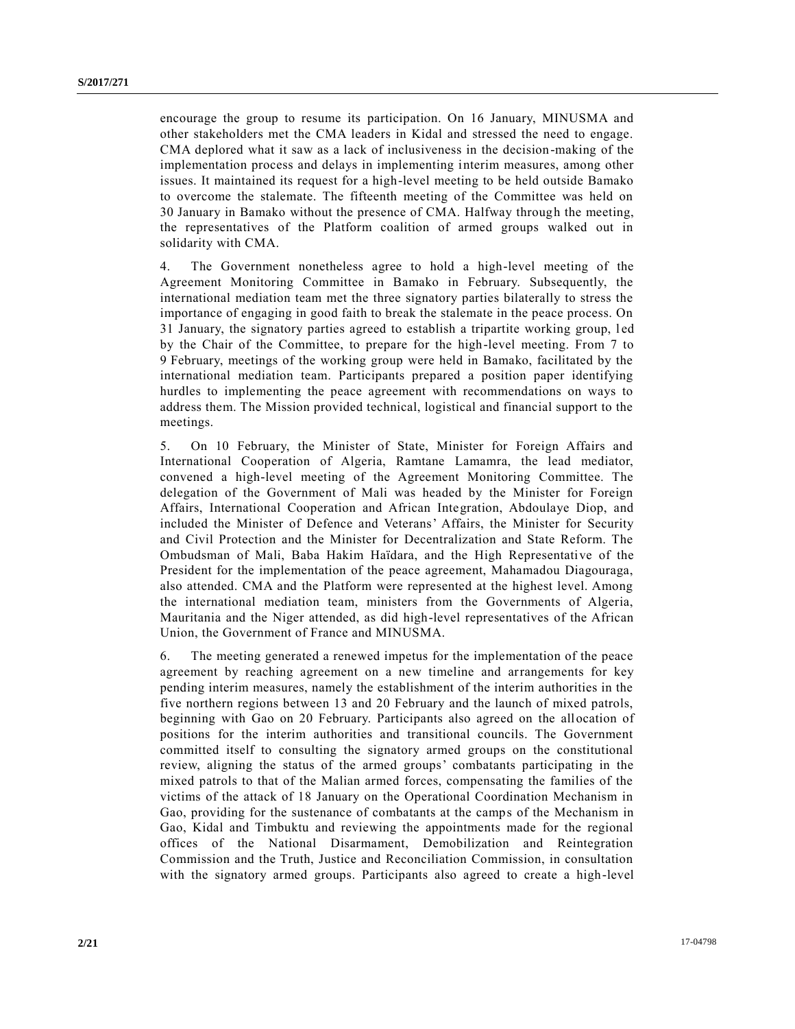encourage the group to resume its participation. On 16 January, MINUSMA and other stakeholders met the CMA leaders in Kidal and stressed the need to engage. CMA deplored what it saw as a lack of inclusiveness in the decision-making of the implementation process and delays in implementing interim measures, among other issues. It maintained its request for a high-level meeting to be held outside Bamako to overcome the stalemate. The fifteenth meeting of the Committee was held on 30 January in Bamako without the presence of CMA. Halfway through the meeting, the representatives of the Platform coalition of armed groups walked out in solidarity with CMA.

4. The Government nonetheless agree to hold a high-level meeting of the Agreement Monitoring Committee in Bamako in February. Subsequently, the international mediation team met the three signatory parties bilaterally to stress the importance of engaging in good faith to break the stalemate in the peace process. On 31 January, the signatory parties agreed to establish a tripartite working group, led by the Chair of the Committee, to prepare for the high-level meeting. From 7 to 9 February, meetings of the working group were held in Bamako, facilitated by the international mediation team. Participants prepared a position paper identifying hurdles to implementing the peace agreement with recommendations on ways to address them. The Mission provided technical, logistical and financial support to the meetings.

5. On 10 February, the Minister of State, Minister for Foreign Affairs and International Cooperation of Algeria, Ramtane Lamamra, the lead mediator, convened a high-level meeting of the Agreement Monitoring Committee. The delegation of the Government of Mali was headed by the Minister for Foreign Affairs, International Cooperation and African Integration, Abdoulaye Diop, and included the Minister of Defence and Veterans' Affairs, the Minister for Security and Civil Protection and the Minister for Decentralization and State Reform. The Ombudsman of Mali, Baba Hakim Haïdara, and the High Representative of the President for the implementation of the peace agreement, Mahamadou Diagouraga, also attended. CMA and the Platform were represented at the highest level. Among the international mediation team, ministers from the Governments of Algeria, Mauritania and the Niger attended, as did high-level representatives of the African Union, the Government of France and MINUSMA.

6. The meeting generated a renewed impetus for the implementation of the peace agreement by reaching agreement on a new timeline and arrangements for key pending interim measures, namely the establishment of the interim authorities in the five northern regions between 13 and 20 February and the launch of mixed patrols, beginning with Gao on 20 February. Participants also agreed on the allocation of positions for the interim authorities and transitional councils. The Government committed itself to consulting the signatory armed groups on the constitutional review, aligning the status of the armed groups' combatants participating in the mixed patrols to that of the Malian armed forces, compensating the families of the victims of the attack of 18 January on the Operational Coordination Mechanism in Gao, providing for the sustenance of combatants at the camps of the Mechanism in Gao, Kidal and Timbuktu and reviewing the appointments made for the regional offices of the National Disarmament, Demobilization and Reintegration Commission and the Truth, Justice and Reconciliation Commission, in consultation with the signatory armed groups. Participants also agreed to create a high-level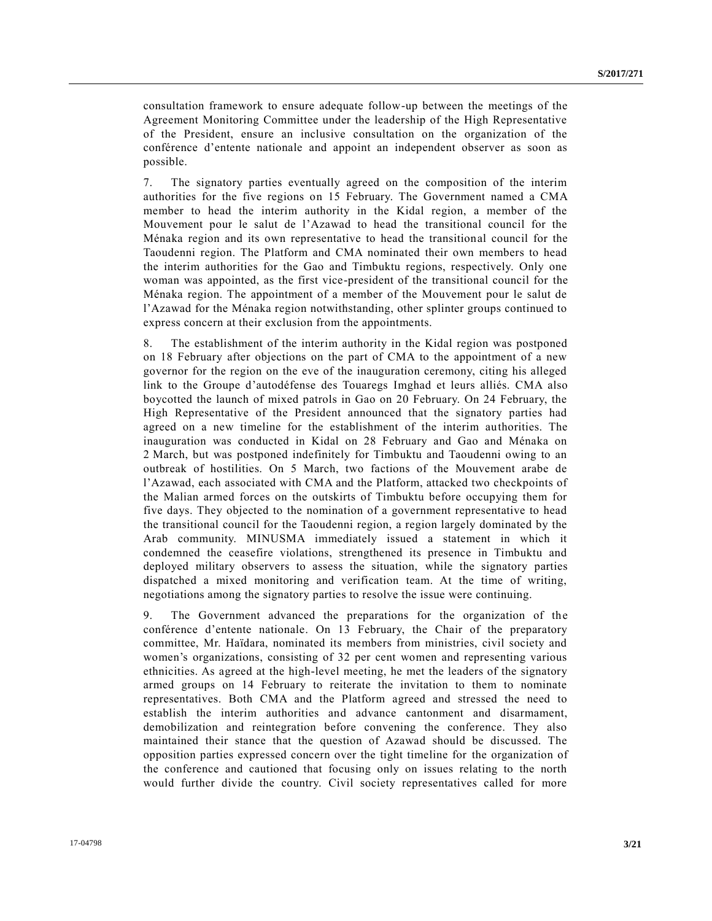consultation framework to ensure adequate follow-up between the meetings of the Agreement Monitoring Committee under the leadership of the High Representative of the President, ensure an inclusive consultation on the organization of the conférence d'entente nationale and appoint an independent observer as soon as possible.

7. The signatory parties eventually agreed on the composition of the interim authorities for the five regions on 15 February. The Government named a CMA member to head the interim authority in the Kidal region, a member of the Mouvement pour le salut de l'Azawad to head the transitional council for the Ménaka region and its own representative to head the transitional council for the Taoudenni region. The Platform and CMA nominated their own members to head the interim authorities for the Gao and Timbuktu regions, respectively. Only one woman was appointed, as the first vice-president of the transitional council for the Ménaka region. The appointment of a member of the Mouvement pour le salut de l'Azawad for the Ménaka region notwithstanding, other splinter groups continued to express concern at their exclusion from the appointments.

8. The establishment of the interim authority in the Kidal region was postponed on 18 February after objections on the part of CMA to the appointment of a new governor for the region on the eve of the inauguration ceremony, citing his alleged link to the Groupe d'autodéfense des Touaregs Imghad et leurs alliés. CMA also boycotted the launch of mixed patrols in Gao on 20 February. On 24 February, the High Representative of the President announced that the signatory parties had agreed on a new timeline for the establishment of the interim authorities. The inauguration was conducted in Kidal on 28 February and Gao and Ménaka on 2 March, but was postponed indefinitely for Timbuktu and Taoudenni owing to an outbreak of hostilities. On 5 March, two factions of the Mouvement arabe de l'Azawad, each associated with CMA and the Platform, attacked two checkpoints of the Malian armed forces on the outskirts of Timbuktu before occupying them for five days. They objected to the nomination of a government representative to head the transitional council for the Taoudenni region, a region largely dominated by the Arab community. MINUSMA immediately issued a statement in which it condemned the ceasefire violations, strengthened its presence in Timbuktu and deployed military observers to assess the situation, while the signatory parties dispatched a mixed monitoring and verification team. At the time of writing, negotiations among the signatory parties to resolve the issue were continuing.

9. The Government advanced the preparations for the organization of the conférence d'entente nationale. On 13 February, the Chair of the preparatory committee, Mr. Haïdara, nominated its members from ministries, civil society and women's organizations, consisting of 32 per cent women and representing various ethnicities. As agreed at the high-level meeting, he met the leaders of the signatory armed groups on 14 February to reiterate the invitation to them to nominate representatives. Both CMA and the Platform agreed and stressed the need to establish the interim authorities and advance cantonment and disarmament, demobilization and reintegration before convening the conference. They also maintained their stance that the question of Azawad should be discussed. The opposition parties expressed concern over the tight timeline for the organization of the conference and cautioned that focusing only on issues relating to the north would further divide the country. Civil society representatives called for more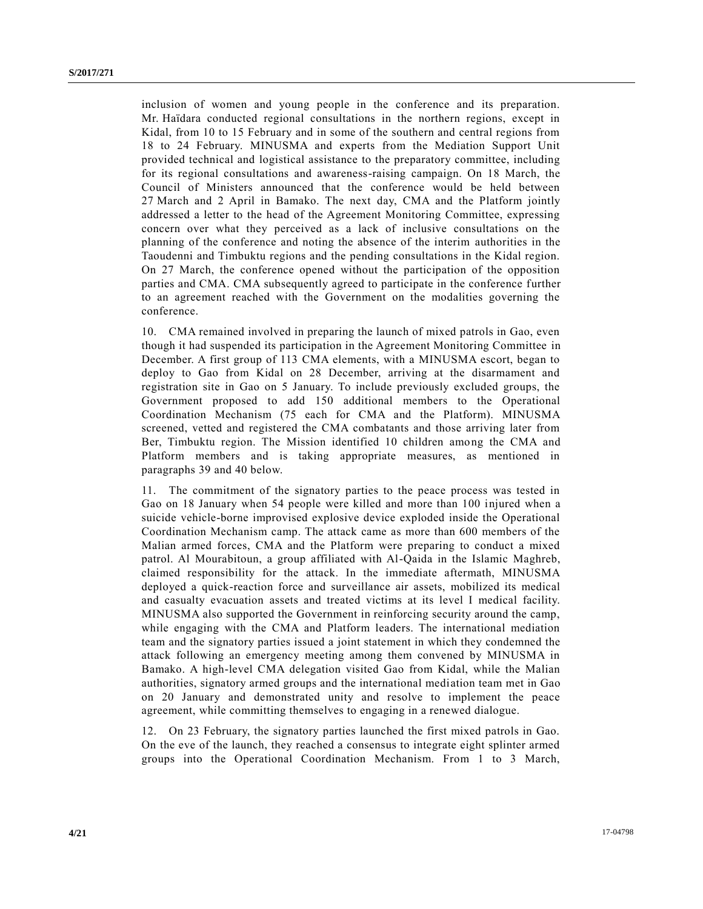inclusion of women and young people in the conference and its preparation. Mr. Haïdara conducted regional consultations in the northern regions, except in Kidal, from 10 to 15 February and in some of the southern and central regions from 18 to 24 February. MINUSMA and experts from the Mediation Support Unit provided technical and logistical assistance to the preparatory committee, including for its regional consultations and awareness-raising campaign. On 18 March, the Council of Ministers announced that the conference would be held between 27 March and 2 April in Bamako. The next day, CMA and the Platform jointly addressed a letter to the head of the Agreement Monitoring Committee, expressing concern over what they perceived as a lack of inclusive consultations on the planning of the conference and noting the absence of the interim authorities in the Taoudenni and Timbuktu regions and the pending consultations in the Kidal region. On 27 March, the conference opened without the participation of the opposition parties and CMA. CMA subsequently agreed to participate in the conference further to an agreement reached with the Government on the modalities governing the conference.

10. CMA remained involved in preparing the launch of mixed patrols in Gao, even though it had suspended its participation in the Agreement Monitoring Committee in December. A first group of 113 CMA elements, with a MINUSMA escort, began to deploy to Gao from Kidal on 28 December, arriving at the disarmament and registration site in Gao on 5 January. To include previously excluded groups, the Government proposed to add 150 additional members to the Operational Coordination Mechanism (75 each for CMA and the Platform). MINUSMA screened, vetted and registered the CMA combatants and those arriving later from Ber, Timbuktu region. The Mission identified 10 children among the CMA and Platform members and is taking appropriate measures, as mentioned in paragraphs 39 and 40 below.

11. The commitment of the signatory parties to the peace process was tested in Gao on 18 January when 54 people were killed and more than 100 injured when a suicide vehicle-borne improvised explosive device exploded inside the Operational Coordination Mechanism camp. The attack came as more than 600 members of the Malian armed forces, CMA and the Platform were preparing to conduct a mixed patrol. Al Mourabitoun, a group affiliated with Al-Qaida in the Islamic Maghreb, claimed responsibility for the attack. In the immediate aftermath, MINUSMA deployed a quick-reaction force and surveillance air assets, mobilized its medical and casualty evacuation assets and treated victims at its level I medical facility. MINUSMA also supported the Government in reinforcing security around the camp, while engaging with the CMA and Platform leaders. The international mediation team and the signatory parties issued a joint statement in which they condemned the attack following an emergency meeting among them convened by MINUSMA in Bamako. A high-level CMA delegation visited Gao from Kidal, while the Malian authorities, signatory armed groups and the international mediation team met in Gao on 20 January and demonstrated unity and resolve to implement the peace agreement, while committing themselves to engaging in a renewed dialogue.

12. On 23 February, the signatory parties launched the first mixed patrols in Gao. On the eve of the launch, they reached a consensus to integrate eight splinter armed groups into the Operational Coordination Mechanism. From 1 to 3 March,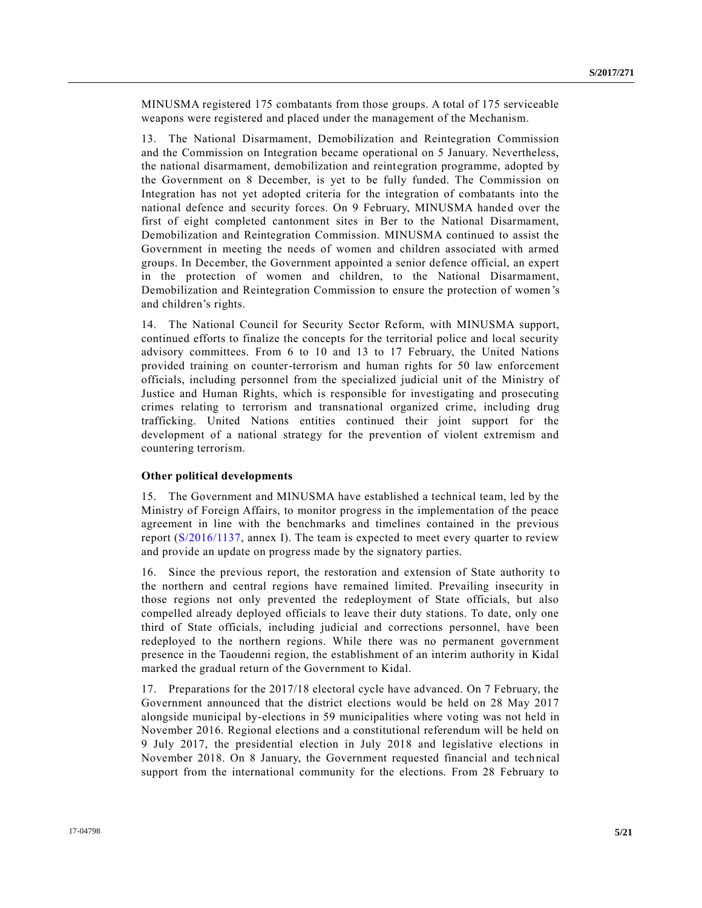MINUSMA registered 175 combatants from those groups. A total of 175 serviceable weapons were registered and placed under the management of the Mechanism.

13. The National Disarmament, Demobilization and Reintegration Commission and the Commission on Integration became operational on 5 January. Nevertheless, the national disarmament, demobilization and reintegration programme, adopted by the Government on 8 December, is yet to be fully funded. The Commission on Integration has not yet adopted criteria for the integration of combatants into the national defence and security forces. On 9 February, MINUSMA handed over the first of eight completed cantonment sites in Ber to the National Disarmament, Demobilization and Reintegration Commission. MINUSMA continued to assist the Government in meeting the needs of women and children associated with armed groups. In December, the Government appointed a senior defence official, an expert in the protection of women and children, to the National Disarmament, Demobilization and Reintegration Commission to ensure the protection of women's and children's rights.

14. The National Council for Security Sector Reform, with MINUSMA support, continued efforts to finalize the concepts for the territorial police and local security advisory committees. From 6 to 10 and 13 to 17 February, the United Nations provided training on counter-terrorism and human rights for 50 law enforcement officials, including personnel from the specialized judicial unit of the Ministry of Justice and Human Rights, which is responsible for investigating and prosecuting crimes relating to terrorism and transnational organized crime, including drug trafficking. United Nations entities continued their joint support for the development of a national strategy for the prevention of violent extremism and countering terrorism.

**Other political developments**

15. The Government and MINUSMA have established a technical team, led by the Ministry of Foreign Affairs, to monitor progress in the implementation of the peace agreement in line with the benchmarks and timelines contained in the previous report (S/2016/1137, annex I). The team is expected to meet every quarter to review and provide an update on progress made by the signatory parties.

16. Since the previous report, the restoration and extension of State authority to the northern and central regions have remained limited. Prevailing insecurity in those regions not only prevented the redeployment of State officials, but also compelled already deployed officials to leave their duty stations. To date, only one third of State officials, including judicial and corrections personnel, have been redeployed to the northern regions. While there was no permanent government presence in the Taoudenni region, the establishment of an interim authority in Kidal marked the gradual return of the Government to Kidal.

17. Preparations for the 2017/18 electoral cycle have advanced. On 7 February, the Government announced that the district elections would be held on 28 May 2017 alongside municipal by-elections in 59 municipalities where voting was not held in November 2016. Regional elections and a constitutional referendum will be held on 9 July 2017, the presidential election in July 2018 and legislative elections in November 2018. On 8 January, the Government requested financial and technical support from the international community for the elections. From 28 February to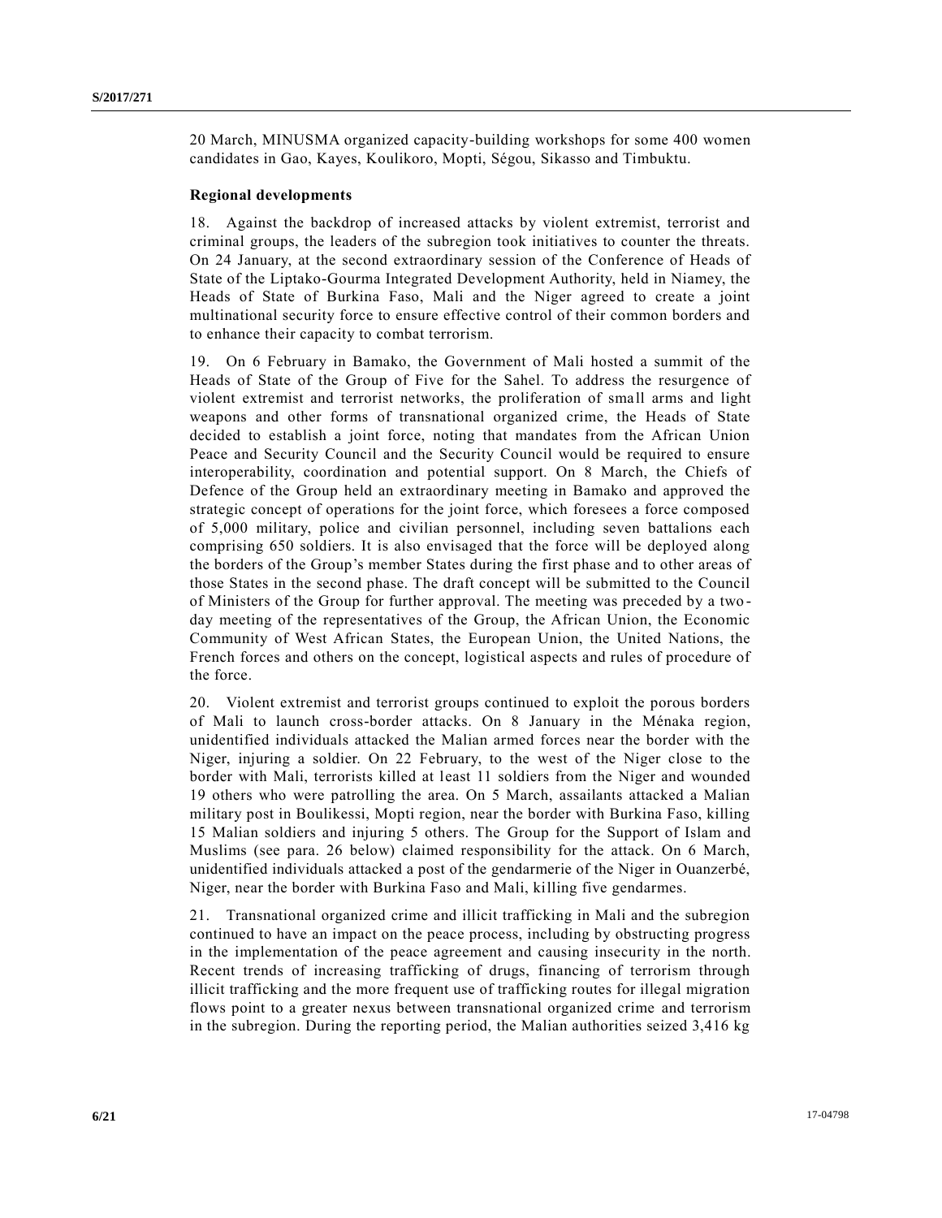20 March, MINUSMA organized capacity-building workshops for some 400 women candidates in Gao, Kayes, Koulikoro, Mopti, Ségou, Sikasso and Timbuktu.

### Regional developments

18. Against the backdrop of increased attacks by violent extremist, terrorist and criminal groups, the leaders of the subregion took initiatives to counter the threats. On 24 January, at the second extraordinary session of the Conference of Heads of State of the Liptako-Gourma Integrated Development Authority, held in Niamey, the Heads of State of Burkina Faso, Mali and the Niger agreed to create a joint multinational security force to ensure effective control of their common borders and to enhance their capacity to combat terrorism.

19. On 6 February in Bamako, the Government of Mali hosted a summit of the Heads of State of the Group of Five for the Sahel. To address the resurgence of violent extremist and terrorist networks, the proliferation of small arms and light weapons and other forms of transnational organized crime, the Heads of State decided to establish a joint force, noting that mandates from the African Union Peace and Security Council and the Security Council would be required to ensure interoperability, coordination and potential support. On 8 March, the Chiefs of Defence of the Group held an extraordinary meeting in Bamako and approved the strategic concept of operations for the joint force, which foresees a force composed of 5,000 military, police and civilian personnel, including seven battalions each comprising 650 soldiers. It is also envisaged that the force will be deployed along the borders of the Group's member States during the first phase and to other areas of those States in the second phase. The draft concept will be submitted to the Council of Ministers of the Group for further approval. The meeting was preceded by a two-day meeting of the representatives of the Group, the African Union, the Economic Community of West African States, the European Union, the United Nations, the French forces and others on the concept, logistical aspects and rules of procedure of the force.

20. Violent extremist and terrorist groups continued to exploit the porous borders of Mali to launch cross-border attacks. On 8 January in the Ménaka region, unidentified individuals attacked the Malian armed forces near the border with the Niger, injuring a soldier. On 22 February, to the west of the Niger close to the border with Mali, terrorists killed at least 11 soldiers from the Niger and wounded 19 others who were patrolling the area. On 5 March, assailants attacked a Malian military post in Boulikessi, Mopti region, near the border with Burkina Faso, killing 15 Malian soldiers and injuring 5 others. The Group for the Support of Islam and Muslims (see para. 26 below) claimed responsibility for the attack. On 6 March, unidentified individuals attacked a post of the gendarmerie of the Niger in Ouanzerbé, Niger, near the border with Burkina Faso and Mali, killing five gendarmes.

21. Transnational organized crime and illicit trafficking in Mali and the subregion continued to have an impact on the peace process, including by obstructing progress in the implementation of the peace agreement and causing insecurity in the north. Recent trends of increasing trafficking of drugs, financing of terrorism through illicit trafficking and the more frequent use of trafficking routes for illegal migration flows point to a greater nexus between transnational organized crime and terrorism in the subregion. During the reporting period, the Malian authorities seized 3,416 kg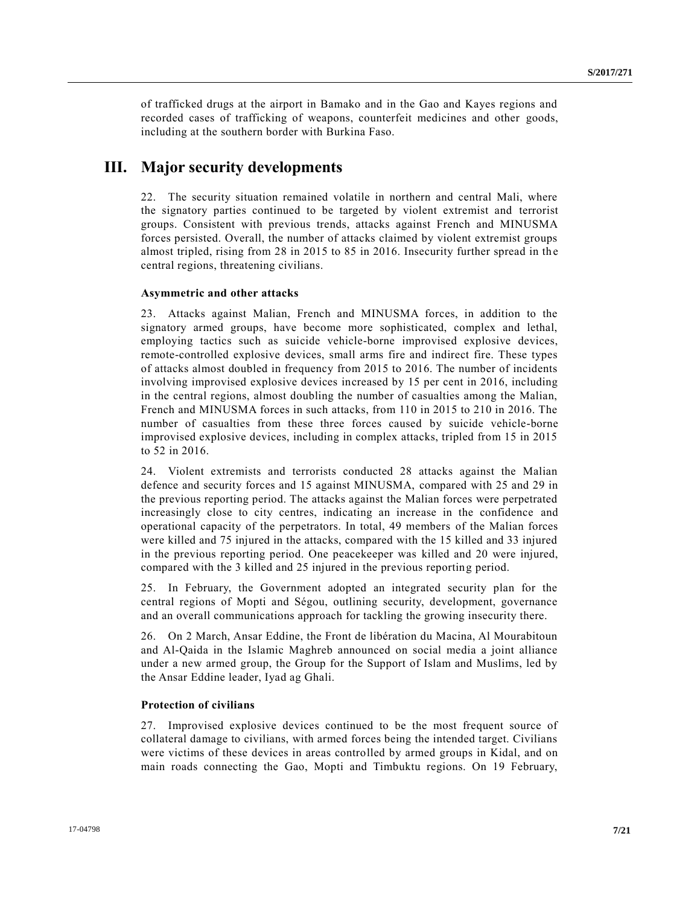of trafficked drugs at the airport in Bamako and in the Gao and Kayes regions and recorded cases of trafficking of weapons, counterfeit medicines and other goods, including at the southern border with Burkina Faso.

# III. Major security developments

22. The security situation remained volatile in northern and central Mali, where the signatory parties continued to be targeted by violent extremist and terrorist groups. Consistent with previous trends, attacks against French and MINUSMA forces persisted. Overall, the number of attacks claimed by violent extremist groups almost tripled, rising from 28 in 2015 to 85 in 2016. Insecurity further spread in the central regions, threatening civilians.

### Asymmetric and other attacks

23. Attacks against Malian, French and MINUSMA forces, in addition to the signatory armed groups, have become more sophisticated, complex and lethal, employing tactics such as suicide vehicle-borne improvised explosive devices, remote-controlled explosive devices, small arms fire and indirect fire. These types of attacks almost doubled in frequency from 2015 to 2016. The number of incidents involving improvised explosive devices increased by 15 per cent in 2016, including in the central regions, almost doubling the number of casualties among the Malian, French and MINUSMA forces in such attacks, from 110 in 2015 to 210 in 2016. The number of casualties from these three forces caused by suicide vehicle-borne improvised explosive devices, including in complex attacks, tripled from 15 in 2015 to 52 in 2016.

24. Violent extremists and terrorists conducted 28 attacks against the Malian defence and security forces and 15 against MINUSMA, compared with 25 and 29 in the previous reporting period. The attacks against the Malian forces were perpetrated increasingly close to city centres, indicating an increase in the confidence and operational capacity of the perpetrators. In total, 49 members of the Malian forces were killed and 75 injured in the attacks, compared with the 15 killed and 33 injured in the previous reporting period. One peacekeeper was killed and 20 were injured, compared with the 3 killed and 25 injured in the previous reporting period.

25. In February, the Government adopted an integrated security plan for the central regions of Mopti and Ségou, outlining security, development, governance and an overall communications approach for tackling the growing insecurity there.

26. On 2 March, Ansar Eddine, the Front de libération du Macina, Al Mourabitoun and Al-Qaida in the Islamic Maghreb announced on social media a joint alliance under a new armed group, the Group for the Support of Islam and Muslims, led by the Ansar Eddine leader, Iyad ag Ghali.

### Protection of civilians

27. Improvised explosive devices continued to be the most frequent source of collateral damage to civilians, with armed forces being the intended target. Civilians were victims of these devices in areas controlled by armed groups in Kidal, and on main roads connecting the Gao, Mopti and Timbuktu regions. On 19 February,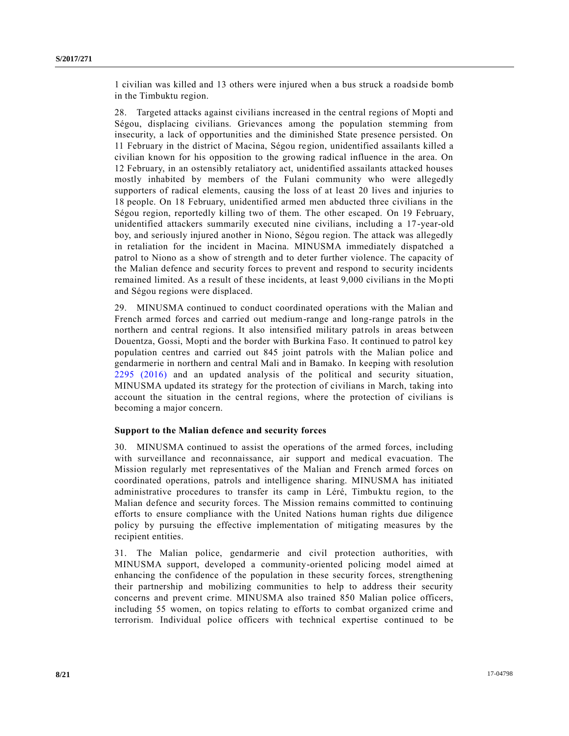1 civilian was killed and 13 others were injured when a bus struck a roadside bomb in the Timbuktu region.

28. Targeted attacks against civilians increased in the central regions of Mopti and Ségou, displacing civilians. Grievances among the population stemming from insecurity, a lack of opportunities and the diminished State presence persisted. On 11 February in the district of Macina, Ségou region, unidentified assailants killed a civilian known for his opposition to the growing radical influence in the area. On 12 February, in an ostensibly retaliatory act, unidentified assailants attacked houses mostly inhabited by members of the Fulani community who were allegedly supporters of radical elements, causing the loss of at least 20 lives and injuries to 18 people. On 18 February, unidentified armed men abducted three civilians in the Ségou region, reportedly killing two of them. The other escaped. On 19 February, unidentified attackers summarily executed nine civilians, including a 17-year-old boy, and seriously injured another in Niono, Ségou region. The attack was allegedly in retaliation for the incident in Macina. MINUSMA immediately dispatched a patrol to Niono as a show of strength and to deter further violence. The capacity of the Malian defence and security forces to prevent and respond to security incidents remained limited. As a result of these incidents, at least 9,000 civilians in the Mopti and Ségou regions were displaced.

29. MINUSMA continued to conduct coordinated operations with the Malian and French armed forces and carried out medium-range and long-range patrols in the northern and central regions. It also intensified military patrols in areas between Douentza, Gossi, Mopti and the border with Burkina Faso. It continued to patrol key population centres and carried out 845 joint patrols with the Malian police and gendarmerie in northern and central Mali and in Bamako. In keeping with resolution 2295 (2016) and an updated analysis of the political and security situation, MINUSMA updated its strategy for the protection of civilians in March, taking into account the situation in the central regions, where the protection of civilians is becoming a major concern.

### Support to the Malian defence and security forces

30. MINUSMA continued to assist the operations of the armed forces, including with surveillance and reconnaissance, air support and medical evacuation. The Mission regularly met representatives of the Malian and French armed forces on coordinated operations, patrols and intelligence sharing. MINUSMA has initiated administrative procedures to transfer its camp in Léré, Timbuktu region, to the Malian defence and security forces. The Mission remains committed to continuing efforts to ensure compliance with the United Nations human rights due diligence policy by pursuing the effective implementation of mitigating measures by the recipient entities.

31. The Malian police, gendarmerie and civil protection authorities, with MINUSMA support, developed a community-oriented policing model aimed at enhancing the confidence of the population in these security forces, strengthening their partnership and mobilizing communities to help to address their security concerns and prevent crime. MINUSMA also trained 850 Malian police officers, including 55 women, on topics relating to efforts to combat organized crime and terrorism. Individual police officers with technical expertise continued to be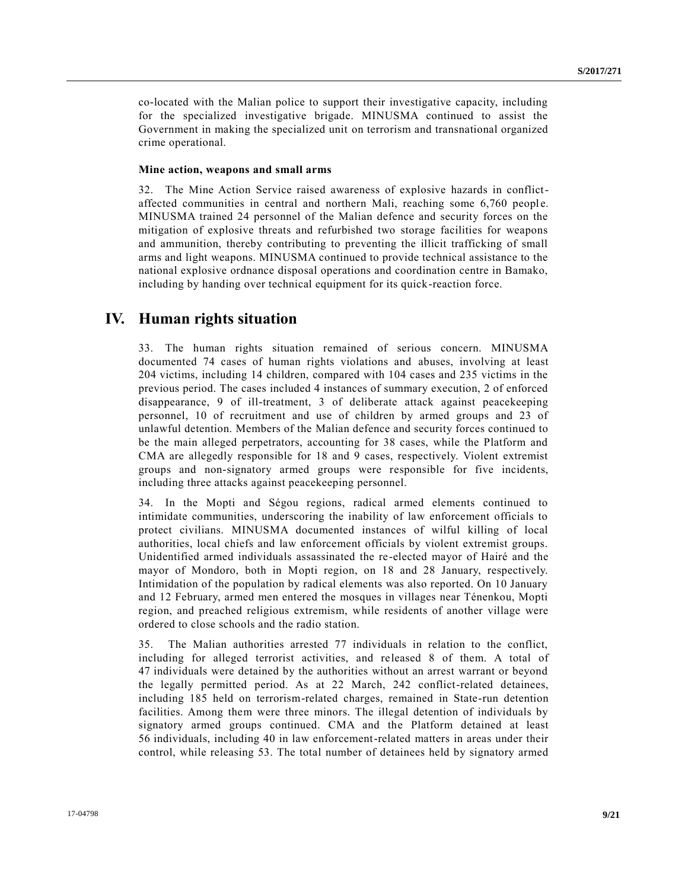co-located with the Malian police to support their investigative capacity, including for the specialized investigative brigade. MINUSMA continued to assist the Government in making the specialized unit on terrorism and transnational organized crime operational.

**Mine action, weapons and small arms**

32. The Mine Action Service raised awareness of explosive hazards in conflict-affected communities in central and northern Mali, reaching some 6,760 people. MINUSMA trained 24 personnel of the Malian defence and security forces on the mitigation of explosive threats and refurbished two storage facilities for weapons and ammunition, thereby contributing to preventing the illicit trafficking of small arms and light weapons. MINUSMA continued to provide technical assistance to the national explosive ordnance disposal operations and coordination centre in Bamako, including by handing over technical equipment for its quick-reaction force.

## IV. Human rights situation

33. The human rights situation remained of serious concern. MINUSMA documented 74 cases of human rights violations and abuses, involving at least 204 victims, including 14 children, compared with 104 cases and 235 victims in the previous period. The cases included 4 instances of summary execution, 2 of enforced disappearance, 9 of ill-treatment, 3 of deliberate attack against peacekeeping personnel, 10 of recruitment and use of children by armed groups and 23 of unlawful detention. Members of the Malian defence and security forces continued to be the main alleged perpetrators, accounting for 38 cases, while the Platform and CMA are allegedly responsible for 18 and 9 cases, respectively. Violent extremist groups and non-signatory armed groups were responsible for five incidents, including three attacks against peacekeeping personnel.

34. In the Mopti and Ségou regions, radical armed elements continued to intimidate communities, underscoring the inability of law enforcement officials to protect civilians. MINUSMA documented instances of wilful killing of local authorities, local chiefs and law enforcement officials by violent extremist groups. Unidentified armed individuals assassinated the re-elected mayor of Hairé and the mayor of Mondoro, both in Mopti region, on 18 and 28 January, respectively. Intimidation of the population by radical elements was also reported. On 10 January and 12 February, armed men entered the mosques in villages near Ténenkou, Mopti region, and preached religious extremism, while residents of another village were ordered to close schools and the radio station.

35. The Malian authorities arrested 77 individuals in relation to the conflict, including for alleged terrorist activities, and released 8 of them. A total of 47 individuals were detained by the authorities without an arrest warrant or beyond the legally permitted period. As at 22 March, 242 conflict-related detainees, including 185 held on terrorism-related charges, remained in State-run detention facilities. Among them were three minors. The illegal detention of individuals by signatory armed groups continued. CMA and the Platform detained at least 56 individuals, including 40 in law enforcement-related matters in areas under their control, while releasing 53. The total number of detainees held by signatory armed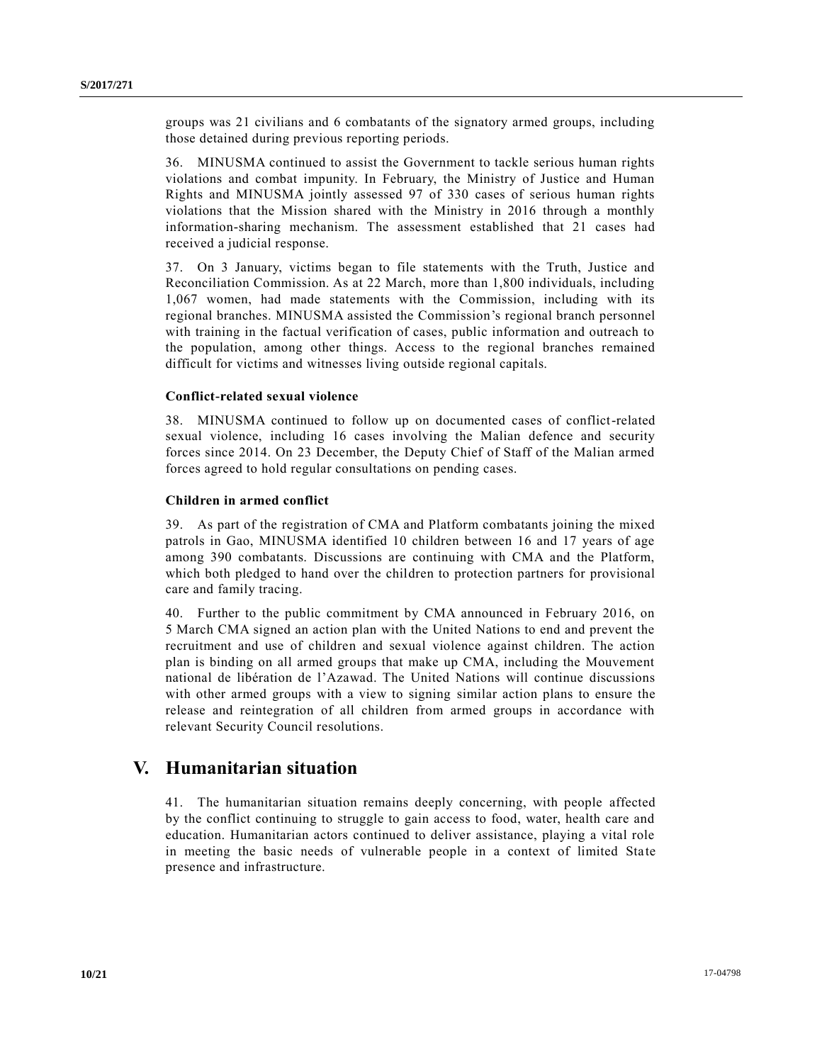groups was 21 civilians and 6 combatants of the signatory armed groups, including those detained during previous reporting periods.

36. MINUSMA continued to assist the Government to tackle serious human rights violations and combat impunity. In February, the Ministry of Justice and Human Rights and MINUSMA jointly assessed 97 of 330 cases of serious human rights violations that the Mission shared with the Ministry in 2016 through a monthly information-sharing mechanism. The assessment established that 21 cases had received a judicial response.

37. On 3 January, victims began to file statements with the Truth, Justice and Reconciliation Commission. As at 22 March, more than 1,800 individuals, including 1,067 women, had made statements with the Commission, including with its regional branches. MINUSMA assisted the Commission's regional branch personnel with training in the factual verification of cases, public information and outreach to the population, among other things. Access to the regional branches remained difficult for victims and witnesses living outside regional capitals.

### Conflict-related sexual violence

38. MINUSMA continued to follow up on documented cases of conflict-related sexual violence, including 16 cases involving the Malian defence and security forces since 2014. On 23 December, the Deputy Chief of Staff of the Malian armed forces agreed to hold regular consultations on pending cases.

### Children in armed conflict

39. As part of the registration of CMA and Platform combatants joining the mixed patrols in Gao, MINUSMA identified 10 children between 16 and 17 years of age among 390 combatants. Discussions are continuing with CMA and the Platform, which both pledged to hand over the children to protection partners for provisional care and family tracing.

40. Further to the public commitment by CMA announced in February 2016, on 5 March CMA signed an action plan with the United Nations to end and prevent the recruitment and use of children and sexual violence against children. The action plan is binding on all armed groups that make up CMA, including the Mouvement national de libération de l'Azawad. The United Nations will continue discussions with other armed groups with a view to signing similar action plans to ensure the release and reintegration of all children from armed groups in accordance with relevant Security Council resolutions.

## V. Humanitarian situation

41. The humanitarian situation remains deeply concerning, with people affected by the conflict continuing to struggle to gain access to food, water, health care and education. Humanitarian actors continued to deliver assistance, playing a vital role in meeting the basic needs of vulnerable people in a context of limited State presence and infrastructure.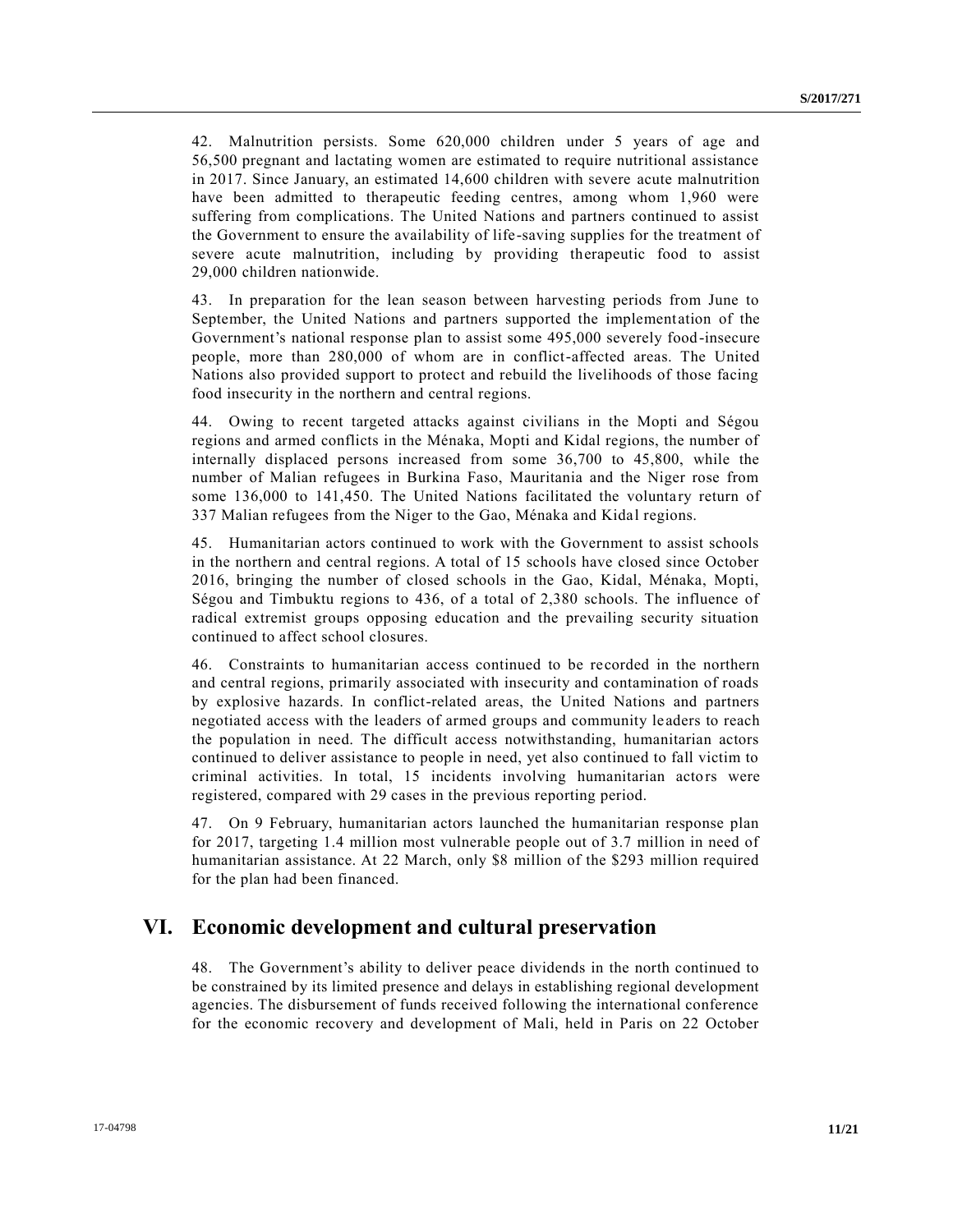42. Malnutrition persists. Some 620,000 children under 5 years of age and 56,500 pregnant and lactating women are estimated to require nutritional assistance in 2017. Since January, an estimated 14,600 children with severe acute malnutrition have been admitted to therapeutic feeding centres, among whom 1,960 were suffering from complications. The United Nations and partners continued to assist the Government to ensure the availability of life-saving supplies for the treatment of severe acute malnutrition, including by providing therapeutic food to assist 29,000 children nationwide.

43. In preparation for the lean season between harvesting periods from June to September, the United Nations and partners supported the implementation of the Government's national response plan to assist some 495,000 severely food-insecure people, more than 280,000 of whom are in conflict-affected areas. The United Nations also provided support to protect and rebuild the livelihoods of those facing food insecurity in the northern and central regions.

44. Owing to recent targeted attacks against civilians in the Mopti and Ségou regions and armed conflicts in the Ménaka, Mopti and Kidal regions, the number of internally displaced persons increased from some 36,700 to 45,800, while the number of Malian refugees in Burkina Faso, Mauritania and the Niger rose from some 136,000 to 141,450. The United Nations facilitated the voluntary return of 337 Malian refugees from the Niger to the Gao, Ménaka and Kidal regions.

45. Humanitarian actors continued to work with the Government to assist schools in the northern and central regions. A total of 15 schools have closed since October 2016, bringing the number of closed schools in the Gao, Kidal, Ménaka, Mopti, Ségou and Timbuktu regions to 436, of a total of 2,380 schools. The influence of radical extremist groups opposing education and the prevailing security situation continued to affect school closures.

46. Constraints to humanitarian access continued to be recorded in the northern and central regions, primarily associated with insecurity and contamination of roads by explosive hazards. In conflict-related areas, the United Nations and partners negotiated access with the leaders of armed groups and community leaders to reach the population in need. The difficult access notwithstanding, humanitarian actors continued to deliver assistance to people in need, yet also continued to fall victim to criminal activities. In total, 15 incidents involving humanitarian actors were registered, compared with 29 cases in the previous reporting period.

47. On 9 February, humanitarian actors launched the humanitarian response plan for 2017, targeting 1.4 million most vulnerable people out of 3.7 million in need of humanitarian assistance. At 22 March, only $8 million of the $293 million required for the plan had been financed.

## VI. Economic development and cultural preservation

48. The Government's ability to deliver peace dividends in the north continued to be constrained by its limited presence and delays in establishing regional development agencies. The disbursement of funds received following the international conference for the economic recovery and development of Mali, held in Paris on 22 October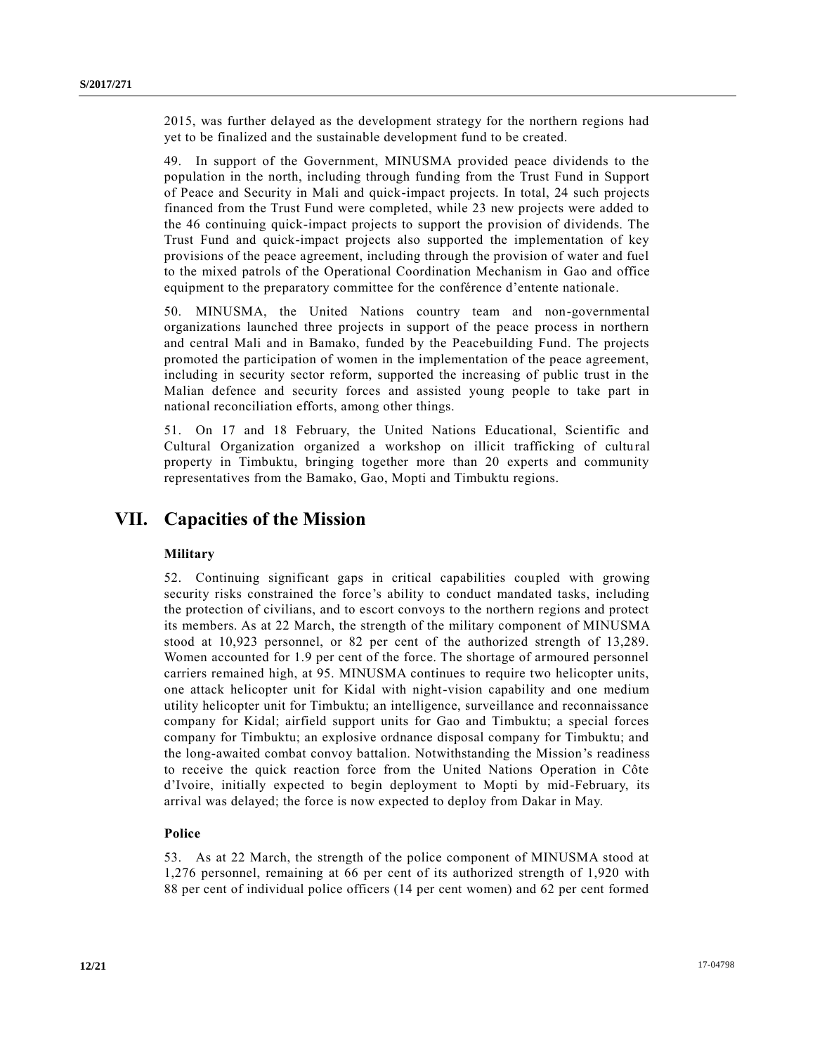2015, was further delayed as the development strategy for the northern regions had yet to be finalized and the sustainable development fund to be created.

49. In support of the Government, MINUSMA provided peace dividends to the population in the north, including through funding from the Trust Fund in Support of Peace and Security in Mali and quick-impact projects. In total, 24 such projects financed from the Trust Fund were completed, while 23 new projects were added to the 46 continuing quick-impact projects to support the provision of dividends. The Trust Fund and quick-impact projects also supported the implementation of key provisions of the peace agreement, including through the provision of water and fuel to the mixed patrols of the Operational Coordination Mechanism in Gao and office equipment to the preparatory committee for the conférence d'entente nationale.

50. MINUSMA, the United Nations country team and non-governmental organizations launched three projects in support of the peace process in northern and central Mali and in Bamako, funded by the Peacebuilding Fund. The projects promoted the participation of women in the implementation of the peace agreement, including in security sector reform, supported the increasing of public trust in the Malian defence and security forces and assisted young people to take part in national reconciliation efforts, among other things.

51. On 17 and 18 February, the United Nations Educational, Scientific and Cultural Organization organized a workshop on illicit trafficking of cultural property in Timbuktu, bringing together more than 20 experts and community representatives from the Bamako, Gao, Mopti and Timbuktu regions.

# VII. Capacities of the Mission

### Military

52. Continuing significant gaps in critical capabilities coupled with growing security risks constrained the force's ability to conduct mandated tasks, including the protection of civilians, and to escort convoys to the northern regions and protect its members. As at 22 March, the strength of the military component of MINUSMA stood at 10,923 personnel, or 82 per cent of the authorized strength of 13,289. Women accounted for 1.9 per cent of the force. The shortage of armoured personnel carriers remained high, at 95. MINUSMA continues to require two helicopter units, one attack helicopter unit for Kidal with night-vision capability and one medium utility helicopter unit for Timbuktu; an intelligence, surveillance and reconnaissance company for Kidal; airfield support units for Gao and Timbuktu; a special forces company for Timbuktu; an explosive ordnance disposal company for Timbuktu; and the long-awaited combat convoy battalion. Notwithstanding the Mission's readiness to receive the quick reaction force from the United Nations Operation in Côte d'Ivoire, initially expected to begin deployment to Mopti by mid-February, its arrival was delayed; the force is now expected to deploy from Dakar in May.

### Police

53. As at 22 March, the strength of the police component of MINUSMA stood at 1,276 personnel, remaining at 66 per cent of its authorized strength of 1,920 with 88 per cent of individual police officers (14 per cent women) and 62 per cent formed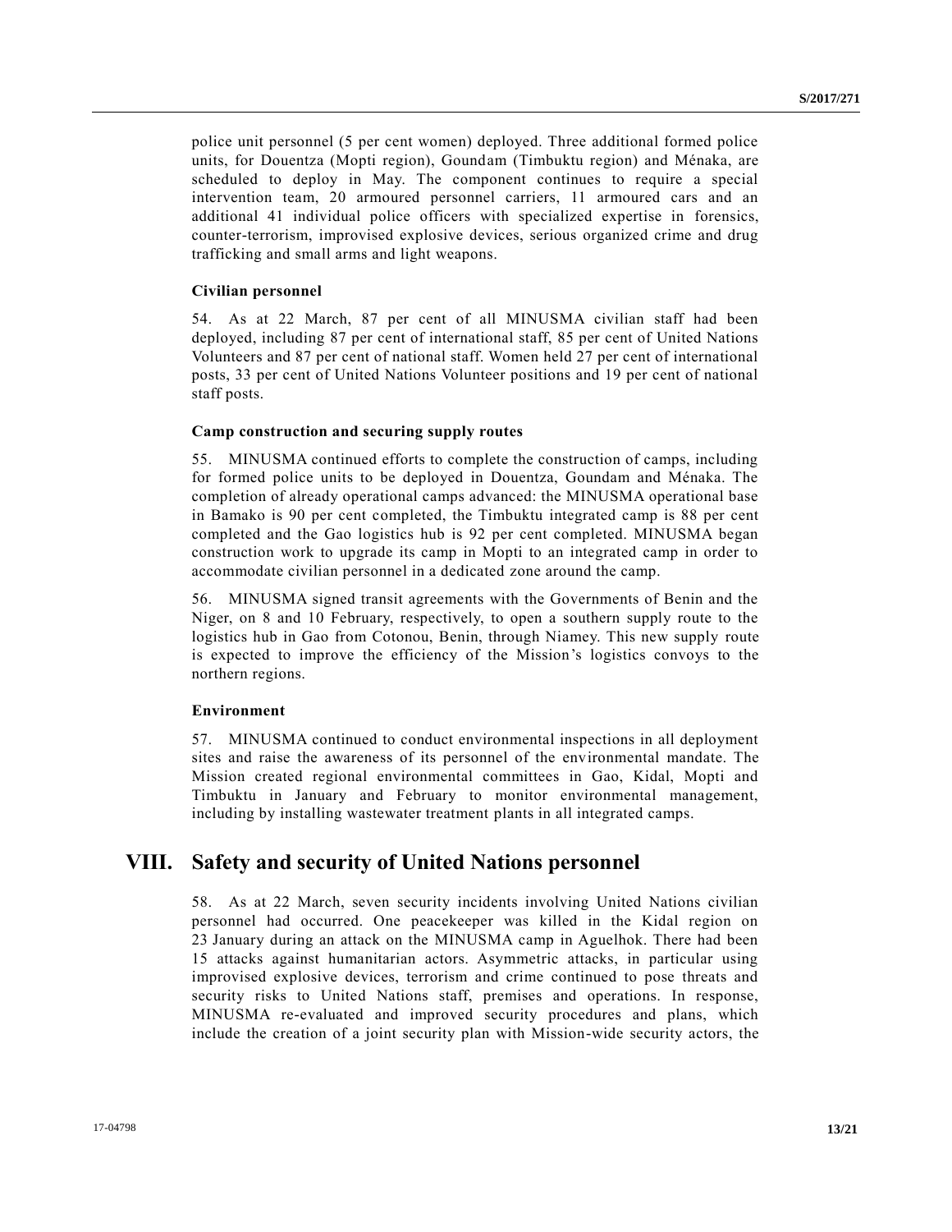police unit personnel (5 per cent women) deployed. Three additional formed police units, for Douentza (Mopti region), Goundam (Timbuktu region) and Ménaka, are scheduled to deploy in May. The component continues to require a special intervention team, 20 armoured personnel carriers, 11 armoured cars and an additional 41 individual police officers with specialized expertise in forensics, counter-terrorism, improvised explosive devices, serious organized crime and drug trafficking and small arms and light weapons.

### Civilian personnel

54. As at 22 March, 87 per cent of all MINUSMA civilian staff had been deployed, including 87 per cent of international staff, 85 per cent of United Nations Volunteers and 87 per cent of national staff. Women held 27 per cent of international posts, 33 per cent of United Nations Volunteer positions and 19 per cent of national staff posts.

### Camp construction and securing supply routes

55. MINUSMA continued efforts to complete the construction of camps, including for formed police units to be deployed in Douentza, Goundam and Ménaka. The completion of already operational camps advanced: the MINUSMA operational base in Bamako is 90 per cent completed, the Timbuktu integrated camp is 88 per cent completed and the Gao logistics hub is 92 per cent completed. MINUSMA began construction work to upgrade its camp in Mopti to an integrated camp in order to accommodate civilian personnel in a dedicated zone around the camp.

56. MINUSMA signed transit agreements with the Governments of Benin and the Niger, on 8 and 10 February, respectively, to open a southern supply route to the logistics hub in Gao from Cotonou, Benin, through Niamey. This new supply route is expected to improve the efficiency of the Mission's logistics convoys to the northern regions.

### Environment

57. MINUSMA continued to conduct environmental inspections in all deployment sites and raise the awareness of its personnel of the environmental mandate. The Mission created regional environmental committees in Gao, Kidal, Mopti and Timbuktu in January and February to monitor environmental management, including by installing wastewater treatment plants in all integrated camps.

## VIII. Safety and security of United Nations personnel

58. As at 22 March, seven security incidents involving United Nations civilian personnel had occurred. One peacekeeper was killed in the Kidal region on 23 January during an attack on the MINUSMA camp in Aguelhok. There had been 15 attacks against humanitarian actors. Asymmetric attacks, in particular using improvised explosive devices, terrorism and crime continued to pose threats and security risks to United Nations staff, premises and operations. In response, MINUSMA re-evaluated and improved security procedures and plans, which include the creation of a joint security plan with Mission-wide security actors, the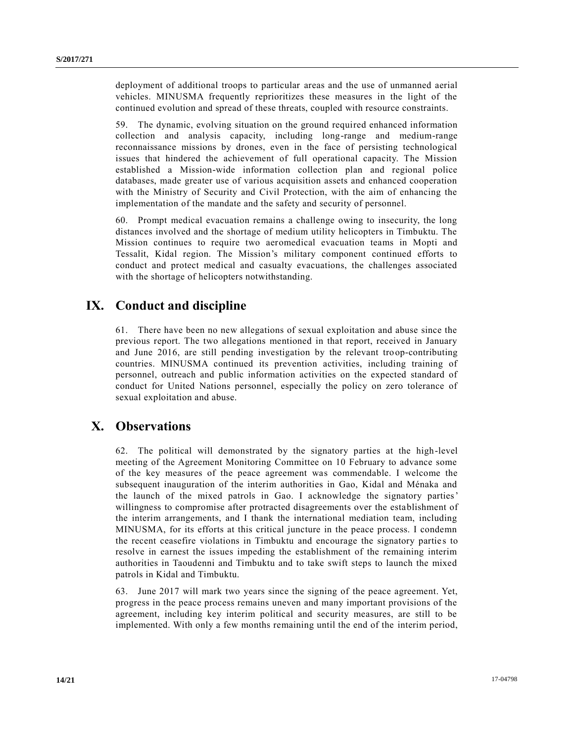deployment of additional troops to particular areas and the use of unmanned aerial vehicles. MINUSMA frequently reprioritizes these measures in the light of the continued evolution and spread of these threats, coupled with resource constraints.

59. The dynamic, evolving situation on the ground required enhanced information collection and analysis capacity, including long-range and medium-range reconnaissance missions by drones, even in the face of persisting technological issues that hindered the achievement of full operational capacity. The Mission established a Mission-wide information collection plan and regional police databases, made greater use of various acquisition assets and enhanced cooperation with the Ministry of Security and Civil Protection, with the aim of enhancing the implementation of the mandate and the safety and security of personnel.

60. Prompt medical evacuation remains a challenge owing to insecurity, the long distances involved and the shortage of medium utility helicopters in Timbuktu. The Mission continues to require two aeromedical evacuation teams in Mopti and Tessalit, Kidal region. The Mission's military component continued efforts to conduct and protect medical and casualty evacuations, the challenges associated with the shortage of helicopters notwithstanding.

# IX. Conduct and discipline

61. There have been no new allegations of sexual exploitation and abuse since the previous report. The two allegations mentioned in that report, received in January and June 2016, are still pending investigation by the relevant troop-contributing countries. MINUSMA continued its prevention activities, including training of personnel, outreach and public information activities on the expected standard of conduct for United Nations personnel, especially the policy on zero tolerance of sexual exploitation and abuse.

# X. Observations

62. The political will demonstrated by the signatory parties at the high-level meeting of the Agreement Monitoring Committee on 10 February to advance some of the key measures of the peace agreement was commendable. I welcome the subsequent inauguration of the interim authorities in Gao, Kidal and Ménaka and the launch of the mixed patrols in Gao. I acknowledge the signatory parties' willingness to compromise after protracted disagreements over the establishment of the interim arrangements, and I thank the international mediation team, including MINUSMA, for its efforts at this critical juncture in the peace process. I condemn the recent ceasefire violations in Timbuktu and encourage the signatory parties to resolve in earnest the issues impeding the establishment of the remaining interim authorities in Taoudenni and Timbuktu and to take swift steps to launch the mixed patrols in Kidal and Timbuktu.

63. June 2017 will mark two years since the signing of the peace agreement. Yet, progress in the peace process remains uneven and many important provisions of the agreement, including key interim political and security measures, are still to be implemented. With only a few months remaining until the end of the interim period,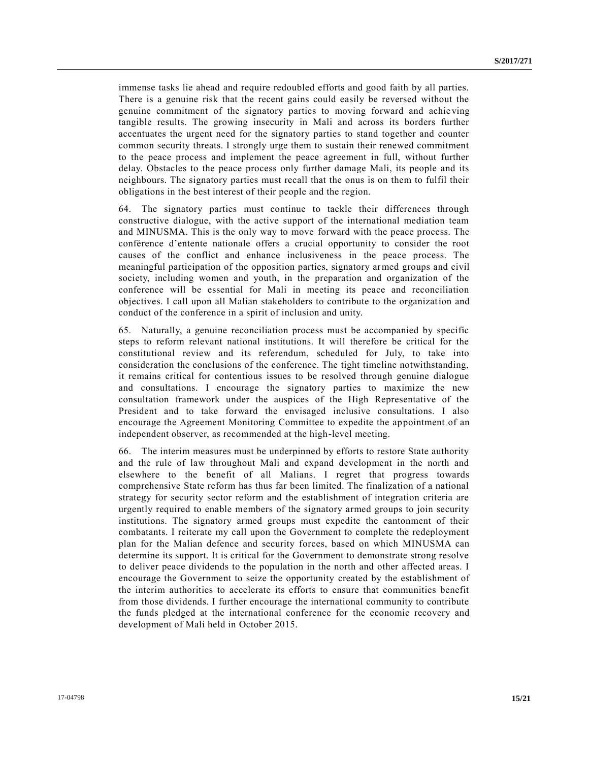immense tasks lie ahead and require redoubled efforts and good faith by all parties. There is a genuine risk that the recent gains could easily be reversed without the genuine commitment of the signatory parties to moving forward and achieving tangible results. The growing insecurity in Mali and across its borders further accentuates the urgent need for the signatory parties to stand together and counter common security threats. I strongly urge them to sustain their renewed commitment to the peace process and implement the peace agreement in full, without further delay. Obstacles to the peace process only further damage Mali, its people and its neighbours. The signatory parties must recall that the onus is on them to fulfil their obligations in the best interest of their people and the region.

64. The signatory parties must continue to tackle their differences through constructive dialogue, with the active support of the international mediation team and MINUSMA. This is the only way to move forward with the peace process. The conférence d'entente nationale offers a crucial opportunity to consider the root causes of the conflict and enhance inclusiveness in the peace process. The meaningful participation of the opposition parties, signatory armed groups and civil society, including women and youth, in the preparation and organization of the conference will be essential for Mali in meeting its peace and reconciliation objectives. I call upon all Malian stakeholders to contribute to the organization and conduct of the conference in a spirit of inclusion and unity.

65. Naturally, a genuine reconciliation process must be accompanied by specific steps to reform relevant national institutions. It will therefore be critical for the constitutional review and its referendum, scheduled for July, to take into consideration the conclusions of the conference. The tight timeline notwithstanding, it remains critical for contentious issues to be resolved through genuine dialogue and consultations. I encourage the signatory parties to maximize the new consultation framework under the auspices of the High Representative of the President and to take forward the envisaged inclusive consultations. I also encourage the Agreement Monitoring Committee to expedite the appointment of an independent observer, as recommended at the high-level meeting.

66. The interim measures must be underpinned by efforts to restore State authority and the rule of law throughout Mali and expand development in the north and elsewhere to the benefit of all Malians. I regret that progress towards comprehensive State reform has thus far been limited. The finalization of a national strategy for security sector reform and the establishment of integration criteria are urgently required to enable members of the signatory armed groups to join security institutions. The signatory armed groups must expedite the cantonment of their combatants. I reiterate my call upon the Government to complete the redeployment plan for the Malian defence and security forces, based on which MINUSMA can determine its support. It is critical for the Government to demonstrate strong resolve to deliver peace dividends to the population in the north and other affected areas. I encourage the Government to seize the opportunity created by the establishment of the interim authorities to accelerate its efforts to ensure that communities benefit from those dividends. I further encourage the international community to contribute the funds pledged at the international conference for the economic recovery and development of Mali held in October 2015.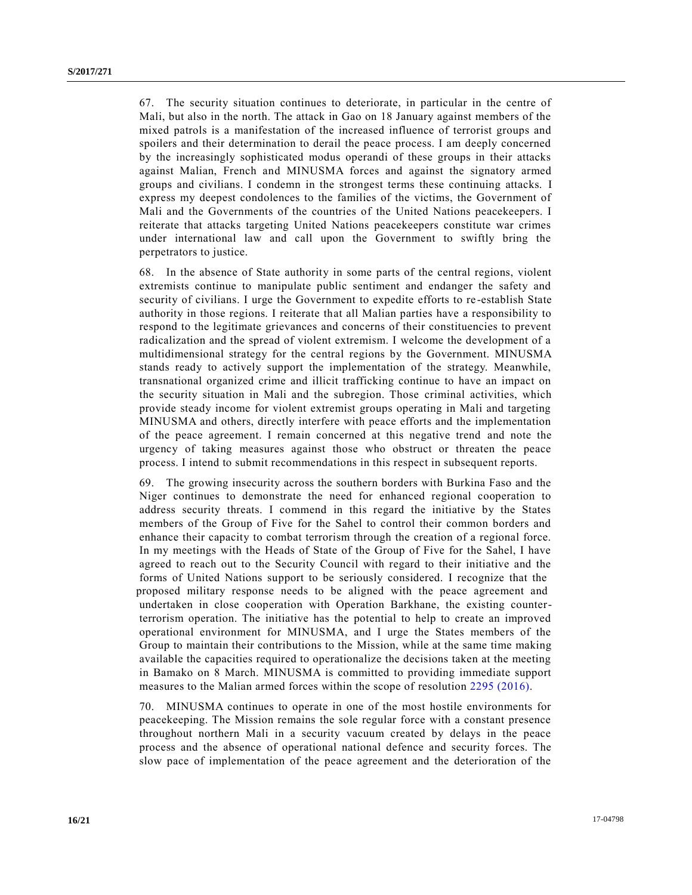67. The security situation continues to deteriorate, in particular in the centre of Mali, but also in the north. The attack in Gao on 18 January against members of the mixed patrols is a manifestation of the increased influence of terrorist groups and spoilers and their determination to derail the peace process. I am deeply concerned by the increasingly sophisticated modus operandi of these groups in their attacks against Malian, French and MINUSMA forces and against the signatory armed groups and civilians. I condemn in the strongest terms these continuing attacks. I express my deepest condolences to the families of the victims, the Government of Mali and the Governments of the countries of the United Nations peacekeepers. I reiterate that attacks targeting United Nations peacekeepers constitute war crimes under international law and call upon the Government to swiftly bring the perpetrators to justice.

68. In the absence of State authority in some parts of the central regions, violent extremists continue to manipulate public sentiment and endanger the safety and security of civilians. I urge the Government to expedite efforts to re-establish State authority in those regions. I reiterate that all Malian parties have a responsibility to respond to the legitimate grievances and concerns of their constituencies to prevent radicalization and the spread of violent extremism. I welcome the development of a multidimensional strategy for the central regions by the Government. MINUSMA stands ready to actively support the implementation of the strategy. Meanwhile, transnational organized crime and illicit trafficking continue to have an impact on the security situation in Mali and the subregion. Those criminal activities, which provide steady income for violent extremist groups operating in Mali and targeting MINUSMA and others, directly interfere with peace efforts and the implementation of the peace agreement. I remain concerned at this negative trend and note the urgency of taking measures against those who obstruct or threaten the peace process. I intend to submit recommendations in this respect in subsequent reports.

69. The growing insecurity across the southern borders with Burkina Faso and the Niger continues to demonstrate the need for enhanced regional cooperation to address security threats. I commend in this regard the initiative by the States members of the Group of Five for the Sahel to control their common borders and enhance their capacity to combat terrorism through the creation of a regional force. In my meetings with the Heads of State of the Group of Five for the Sahel, I have agreed to reach out to the Security Council with regard to their initiative and the forms of United Nations support to be seriously considered. I recognize that the proposed military response needs to be aligned with the peace agreement and undertaken in close cooperation with Operation Barkhane, the existing counter-terrorism operation. The initiative has the potential to help to create an improved operational environment for MINUSMA, and I urge the States members of the Group to maintain their contributions to the Mission, while at the same time making available the capacities required to operationalize the decisions taken at the meeting in Bamako on 8 March. MINUSMA is committed to providing immediate support measures to the Malian armed forces within the scope of resolution 2295 (2016).

70. MINUSMA continues to operate in one of the most hostile environments for peacekeeping. The Mission remains the sole regular force with a constant presence throughout northern Mali in a security vacuum created by delays in the peace process and the absence of operational national defence and security forces. The slow pace of implementation of the peace agreement and the deterioration of the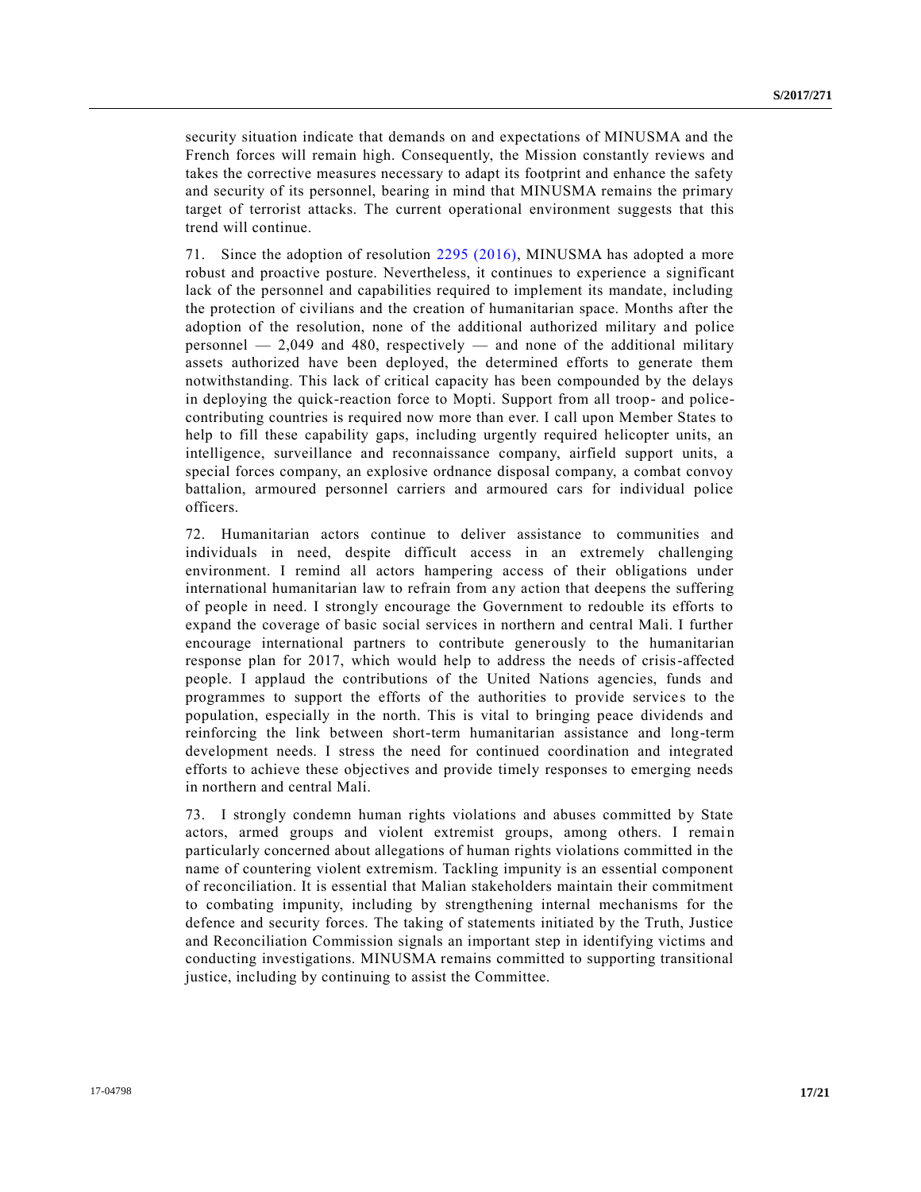security situation indicate that demands on and expectations of MINUSMA and the French forces will remain high. Consequently, the Mission constantly reviews and takes the corrective measures necessary to adapt its footprint and enhance the safety and security of its personnel, bearing in mind that MINUSMA remains the primary target of terrorist attacks. The current operational environment suggests that this trend will continue.

71. Since the adoption of resolution 2295 (2016), MINUSMA has adopted a more robust and proactive posture. Nevertheless, it continues to experience a significant lack of the personnel and capabilities required to implement its mandate, including the protection of civilians and the creation of humanitarian space. Months after the adoption of the resolution, none of the additional authorized military and police personnel — 2,049 and 480, respectively — and none of the additional military assets authorized have been deployed, the determined efforts to generate them notwithstanding. This lack of critical capacity has been compounded by the delays in deploying the quick-reaction force to Mopti. Support from all troop- and police-contributing countries is required now more than ever. I call upon Member States to help to fill these capability gaps, including urgently required helicopter units, an intelligence, surveillance and reconnaissance company, airfield support units, a special forces company, an explosive ordnance disposal company, a combat convoy battalion, armoured personnel carriers and armoured cars for individual police officers.

72. Humanitarian actors continue to deliver assistance to communities and individuals in need, despite difficult access in an extremely challenging environment. I remind all actors hampering access of their obligations under international humanitarian law to refrain from any action that deepens the suffering of people in need. I strongly encourage the Government to redouble its efforts to expand the coverage of basic social services in northern and central Mali. I further encourage international partners to contribute generously to the humanitarian response plan for 2017, which would help to address the needs of crisis-affected people. I applaud the contributions of the United Nations agencies, funds and programmes to support the efforts of the authorities to provide services to the population, especially in the north. This is vital to bringing peace dividends and reinforcing the link between short-term humanitarian assistance and long-term development needs. I stress the need for continued coordination and integrated efforts to achieve these objectives and provide timely responses to emerging needs in northern and central Mali.

73. I strongly condemn human rights violations and abuses committed by State actors, armed groups and violent extremist groups, among others. I remain particularly concerned about allegations of human rights violations committed in the name of countering violent extremism. Tackling impunity is an essential component of reconciliation. It is essential that Malian stakeholders maintain their commitment to combating impunity, including by strengthening internal mechanisms for the defence and security forces. The taking of statements initiated by the Truth, Justice and Reconciliation Commission signals an important step in identifying victims and conducting investigations. MINUSMA remains committed to supporting transitional justice, including by continuing to assist the Committee.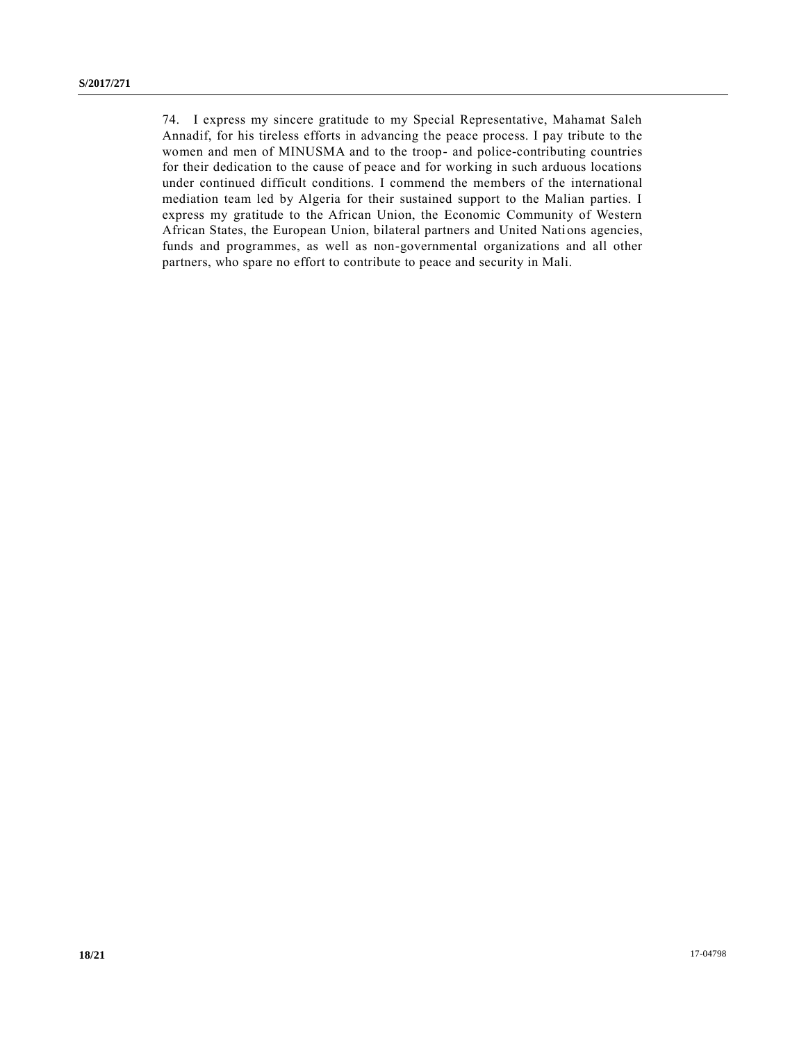74. I express my sincere gratitude to my Special Representative, Mahamat Saleh Annadif, for his tireless efforts in advancing the peace process. I pay tribute to the women and men of MINUSMA and to the troop- and police-contributing countries for their dedication to the cause of peace and for working in such arduous locations under continued difficult conditions. I commend the members of the international mediation team led by Algeria for their sustained support to the Malian parties. I express my gratitude to the African Union, the Economic Community of Western African States, the European Union, bilateral partners and United Nations agencies, funds and programmes, as well as non-governmental organizations and all other partners, who spare no effort to contribute to peace and security in Mali.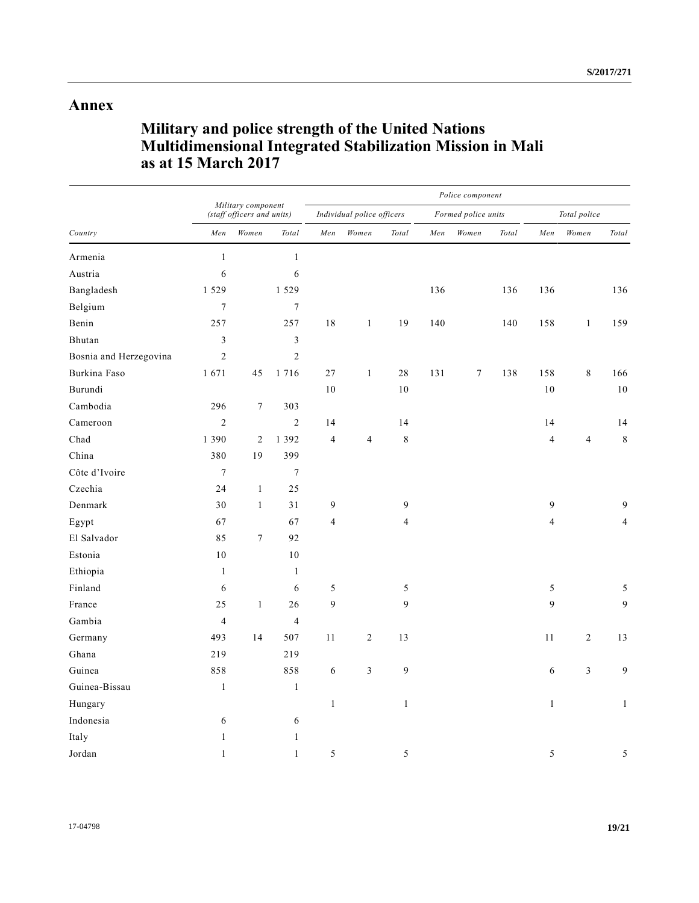# Annex

## Military and police strength of the United Nations Multidimensional Integrated Stabilization Mission in Mali as at 15 March 2017

| | Military component (staff officers and units) | | | Police component | | | | | | | | |
|---|---|---|---|---|---|---|---|---|---|---|---|---|
| | | | | Individual police officers | | | Formed police units | | | Total police | | |
| Country | Men | Women | Total | Men | Women | Total | Men | Women | Total | Men | Women | Total |
| Armenia | 1 | | 1 | | | | | | | | | |
| Austria | 6 | | 6 | | | | | | | | | |
| Bangladesh | 1 529 | | 1 529 | | | | 136 | | 136 | 136 | | 136 |
| Belgium | 7 | | 7 | | | | | | | | | |
| Benin | 257 | | 257 | 18 | 1 | 19 | 140 | | 140 | 158 | 1 | 159 |
| Bhutan | 3 | | 3 | | | | | | | | | |
| Bosnia and Herzegovina | 2 | | 2 | | | | | | | | | |
| Burkina Faso | 1 671 | 45 | 1 716 | 27 | 1 | 28 | 131 | 7 | 138 | 158 | 8 | 166 |
| Burundi | | | | 10 | | 10 | | | | 10 | | 10 |
| Cambodia | 296 | 7 | 303 | | | | | | | | | |
| Cameroon | 2 | | 2 | 14 | | 14 | | | | 14 | | 14 |
| Chad | 1 390 | 2 | 1 392 | 4 | 4 | 8 | | | | 4 | 4 | 8 |
| China | 380 | 19 | 399 | | | | | | | | | |
| Côte d'Ivoire | 7 | | 7 | | | | | | | | | |
| Czechia | 24 | 1 | 25 | | | | | | | | | |
| Denmark | 30 | 1 | 31 | 9 | | 9 | | | | 9 | | 9 |
| Egypt | 67 | | 67 | 4 | | 4 | | | | 4 | | 4 |
| El Salvador | 85 | 7 | 92 | | | | | | | | | |
| Estonia | 10 | | 10 | | | | | | | | | |
| Ethiopia | 1 | | 1 | | | | | | | | | |
| Finland | 6 | | 6 | 5 | | 5 | | | | 5 | | 5 |
| France | 25 | 1 | 26 | 9 | | 9 | | | | 9 | | 9 |
| Gambia | 4 | | 4 | | | | | | | | | |
| Germany | 493 | 14 | 507 | 11 | 2 | 13 | | | | 11 | 2 | 13 |
| Ghana | 219 | | 219 | | | | | | | | | |
| Guinea | 858 | | 858 | 6 | 3 | 9 | | | | 6 | 3 | 9 |
| Guinea-Bissau | 1 | | 1 | | | | | | | | | |
| Hungary | | | | 1 | | 1 | | | | 1 | | 1 |
| Indonesia | 6 | | 6 | | | | | | | | | |
| Italy | 1 | | 1 | | | | | | | | | |
| Jordan | 1 | | 1 | 5 | | 5 | | | | 5 | | 5 |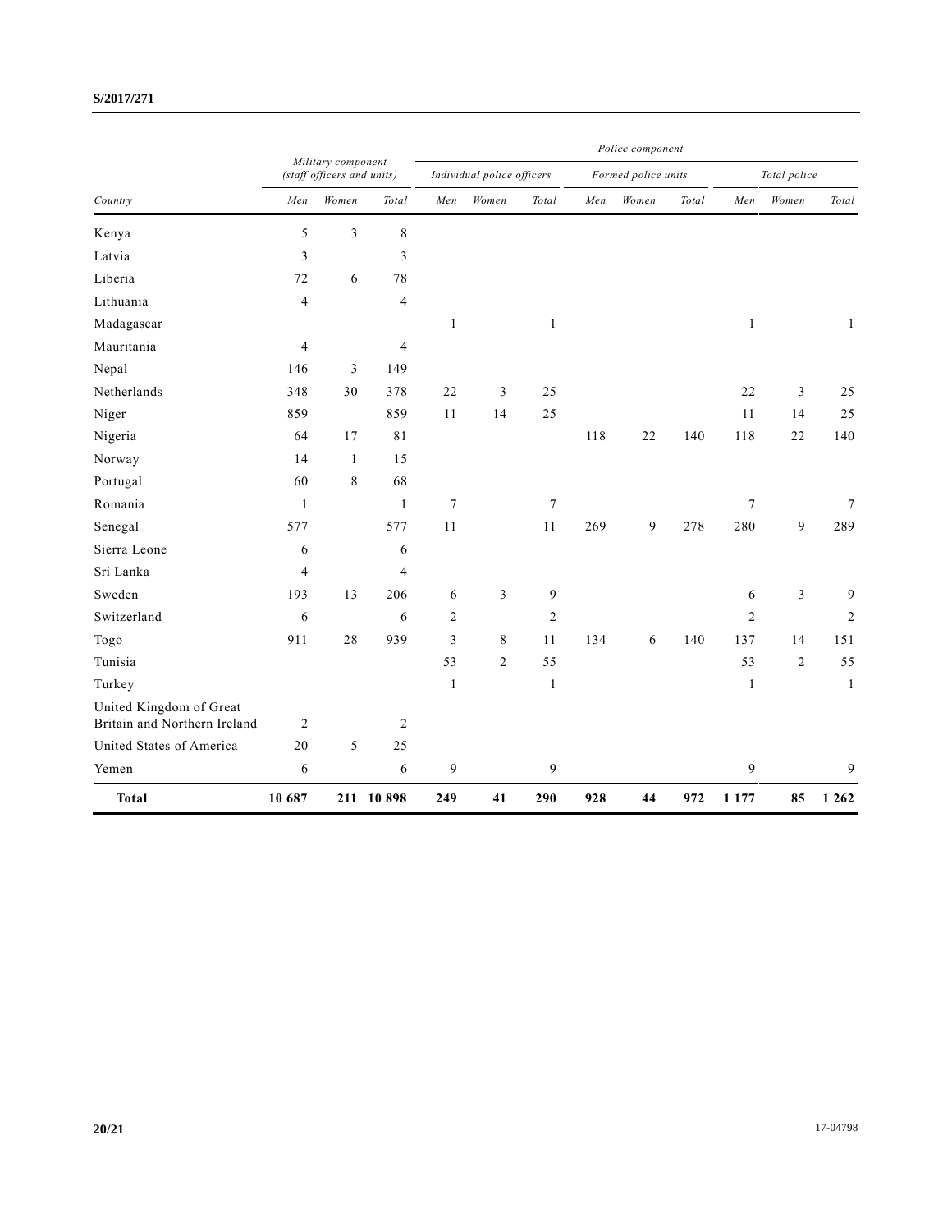| Country | Military component (staff officers and units) | | | Police component | | | | | | | | |
|---|---|---|---|---|---|---|---|---|---|---|---|---|
| | | | | Individual police officers | | | Formed police units | | | Total police | | |
| | Men | Women | Total | Men | Women | Total | Men | Women | Total | Men | Women | Total |
| Kenya | 5 | 3 | 8 | | | | | | | | | |
| Latvia | 3 | | 3 | | | | | | | | | |
| Liberia | 72 | 6 | 78 | | | | | | | | | |
| Lithuania | 4 | | 4 | | | | | | | | | |
| Madagascar | | | | 1 | | 1 | | | | 1 | | 1 |
| Mauritania | 4 | | 4 | | | | | | | | | |
| Nepal | 146 | 3 | 149 | | | | | | | | | |
| Netherlands | 348 | 30 | 378 | 22 | 3 | 25 | | | | 22 | 3 | 25 |
| Niger | 859 | | 859 | 11 | 14 | 25 | | | | 11 | 14 | 25 |
| Nigeria | 64 | 17 | 81 | | | | 118 | 22 | 140 | 118 | 22 | 140 |
| Norway | 14 | 1 | 15 | | | | | | | | | |
| Portugal | 60 | 8 | 68 | | | | | | | | | |
| Romania | 1 | | 1 | 7 | | 7 | | | | 7 | | 7 |
| Senegal | 577 | | 577 | 11 | | 11 | 269 | 9 | 278 | 280 | 9 | 289 |
| Sierra Leone | 6 | | 6 | | | | | | | | | |
| Sri Lanka | 4 | | 4 | | | | | | | | | |
| Sweden | 193 | 13 | 206 | 6 | 3 | 9 | | | | 6 | 3 | 9 |
| Switzerland | 6 | | 6 | 2 | | 2 | | | | 2 | | 2 |
| Togo | 911 | 28 | 939 | 3 | 8 | 11 | 134 | 6 | 140 | 137 | 14 | 151 |
| Tunisia | | | | 53 | 2 | 55 | | | | 53 | 2 | 55 |
| Turkey | | | | 1 | | 1 | | | | 1 | | 1 |
| United Kingdom of Great Britain and Northern Ireland | 2 | | 2 | | | | | | | | | |
| United States of America | 20 | 5 | 25 | | | | | | | | | |
| Yemen | 6 | | 6 | 9 | | 9 | | | | 9 | | 9 |
| **Total** | **10 687** | **211** | **10 898** | **249** | **41** | **290** | **928** | **44** | **972** | **1 177** | **85** | **1 262** |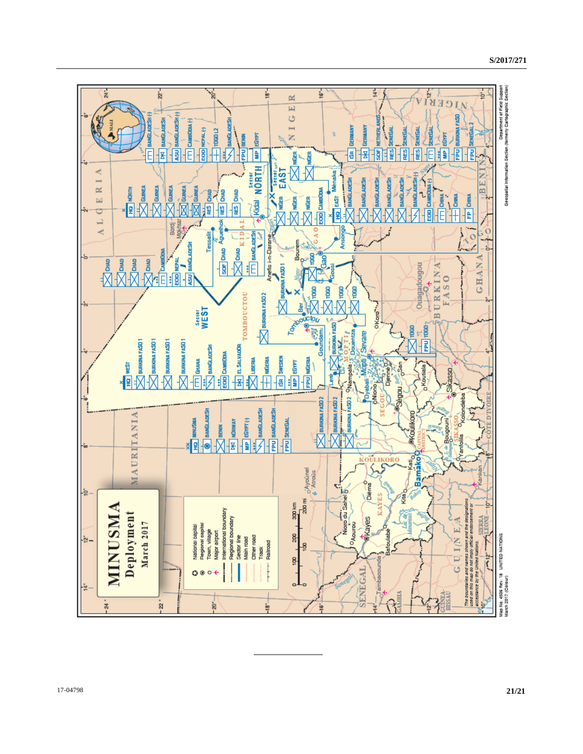# MINUSMA

## Deployment

### March 2017

National capital
Regional capital
Town, village
Major airport
International boundary
Regional boundary
Sector line
Main road
Other road
Track
Railroad

0 100 200 300 km
0 100 200 mi

The boundaries and names shown and the designations used on this map do not imply official endorsement or acceptance by the United Nations.

Map No. 4506 Rev. 18 UNITED NATIONS
March 2017 (Colour)

Department of Field Support
Geospatial Information Section (formerly Cartographic Section)